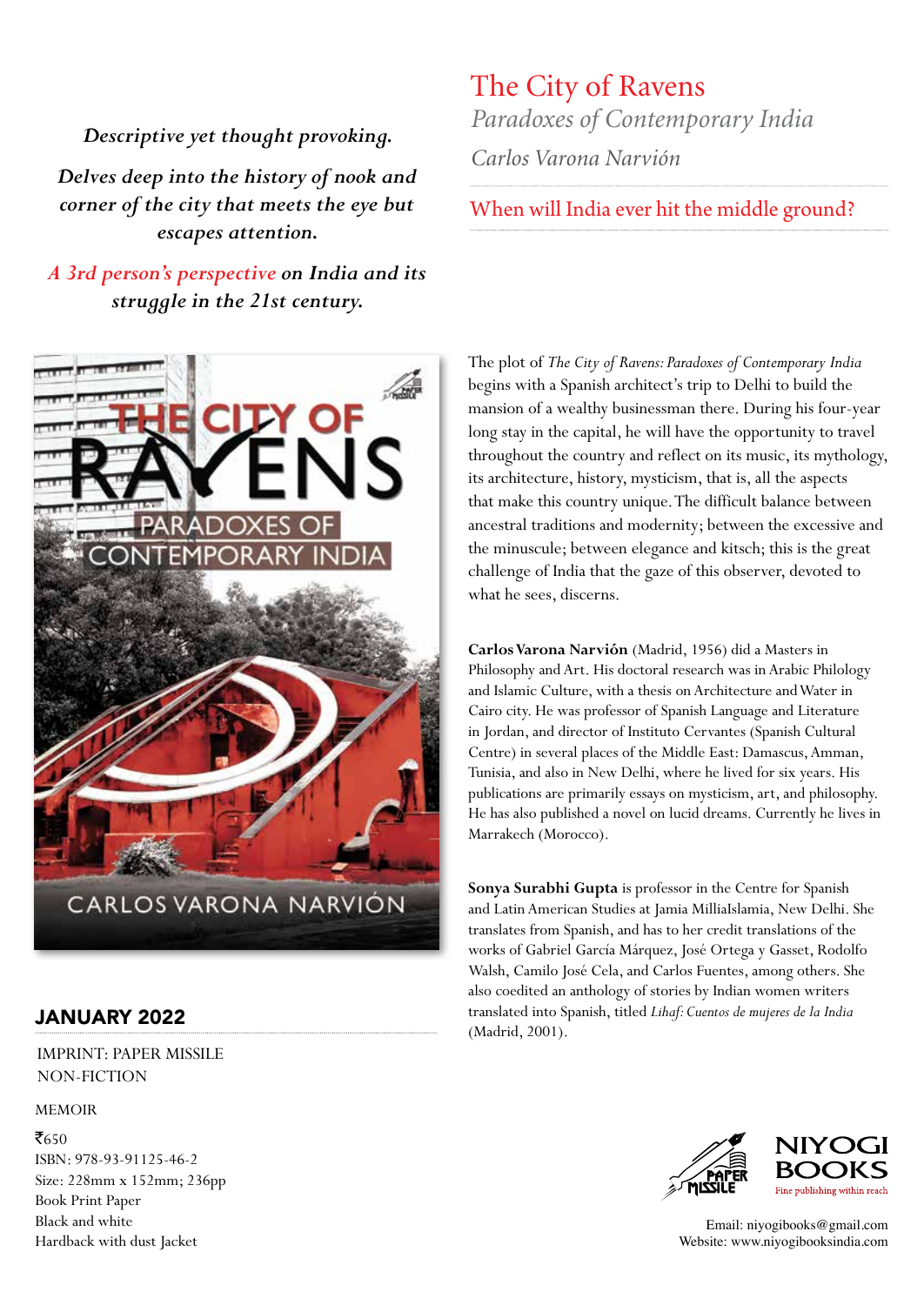# The City of Ravens

## *Paradoxes of Contemporary India*

*Carlos Varona Narvión*

When will India ever hit the middle ground?

*Descriptive yet thought provoking.*

*Delves deep into the history of nook and corner of the city that meets the eye but escapes attention.*

*A 3rd person's perspective **on India and its struggle in the 21st century.***

The plot of *The City of Ravens: Paradoxes of Contemporary India* begins with a Spanish architect's trip to Delhi to build the mansion of a wealthy businessman there. During his four-year long stay in the capital, he will have the opportunity to travel throughout the country and reflect on its music, its mythology, its architecture, history, mysticism, that is, all the aspects that make this country unique. The difficult balance between ancestral traditions and modernity; between the excessive and the minuscule; between elegance and kitsch; this is the great challenge of India that the gaze of this observer, devoted to what he sees, discerns.

**Carlos Varona Narvión** (Madrid, 1956) did a Masters in Philosophy and Art. His doctoral research was in Arabic Philology and Islamic Culture, with a thesis on Architecture and Water in Cairo city. He was professor of Spanish Language and Literature in Jordan, and director of Instituto Cervantes (Spanish Cultural Centre) in several places of the Middle East: Damascus, Amman, Tunisia, and also in New Delhi, where he lived for six years. His publications are primarily essays on mysticism, art, and philosophy. He has also published a novel on lucid dreams. Currently he lives in Marrakech (Morocco).

**Sonya Surabhi Gupta** is professor in the Centre for Spanish and Latin American Studies at Jamia MilliaIslamia, New Delhi. She translates from Spanish, and has to her credit translations of the works of Gabriel García Márquez, José Ortega y Gasset, Rodolfo Walsh, Camilo José Cela, and Carlos Fuentes, among others. She also coedited an anthology of stories by Indian women writers translated into Spanish, titled *Lihaf: Cuentos de mujeres de la India* (Madrid, 2001).

**JANUARY 2022**

IMPRINT: PAPER MISSILE
NON-FICTION

MEMOIR

₹650
ISBN: 978-93-91125-46-2
Size: 228mm x 152mm; 236pp
Book Print Paper
Black and white
Hardback with dust Jacket

NIYOGI BOOKS
Fine publishing within reach

Email: niyogibooks@gmail.com
Website: www.niyogibooksindia.com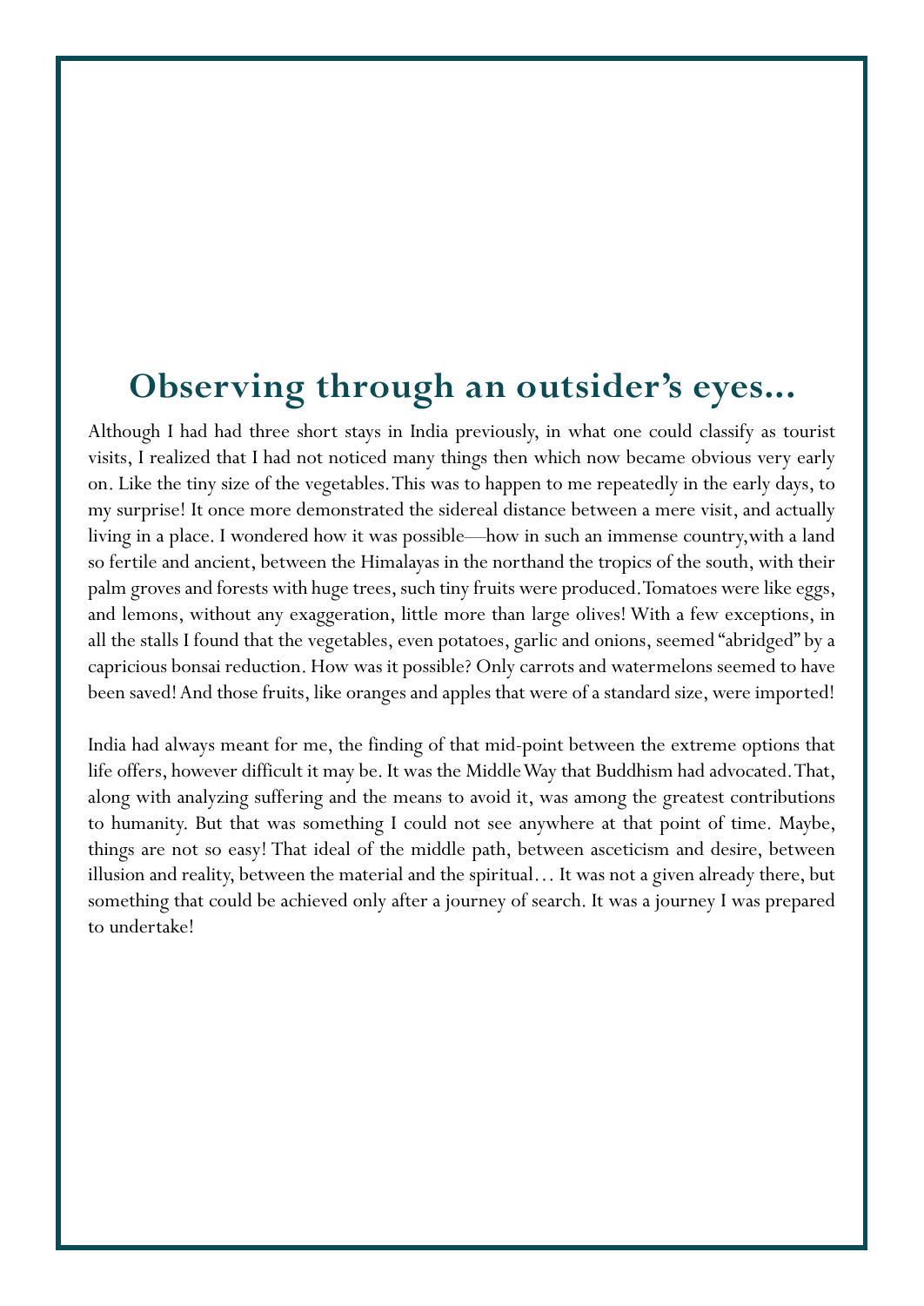# Observing through an outsider's eyes...

Although I had had three short stays in India previously, in what one could classify as tourist visits, I realized that I had not noticed many things then which now became obvious very early on. Like the tiny size of the vegetables. This was to happen to me repeatedly in the early days, to my surprise! It once more demonstrated the sidereal distance between a mere visit, and actually living in a place. I wondered how it was possible—how in such an immense country, with a land so fertile and ancient, between the Himalayas in the northand the tropics of the south, with their palm groves and forests with huge trees, such tiny fruits were produced. Tomatoes were like eggs, and lemons, without any exaggeration, little more than large olives! With a few exceptions, in all the stalls I found that the vegetables, even potatoes, garlic and onions, seemed "abridged" by a capricious bonsai reduction. How was it possible? Only carrots and watermelons seemed to have been saved! And those fruits, like oranges and apples that were of a standard size, were imported!

India had always meant for me, the finding of that mid-point between the extreme options that life offers, however difficult it may be. It was the Middle Way that Buddhism had advocated. That, along with analyzing suffering and the means to avoid it, was among the greatest contributions to humanity. But that was something I could not see anywhere at that point of time. Maybe, things are not so easy! That ideal of the middle path, between asceticism and desire, between illusion and reality, between the material and the spiritual… It was not a given already there, but something that could be achieved only after a journey of search. It was a journey I was prepared to undertake!